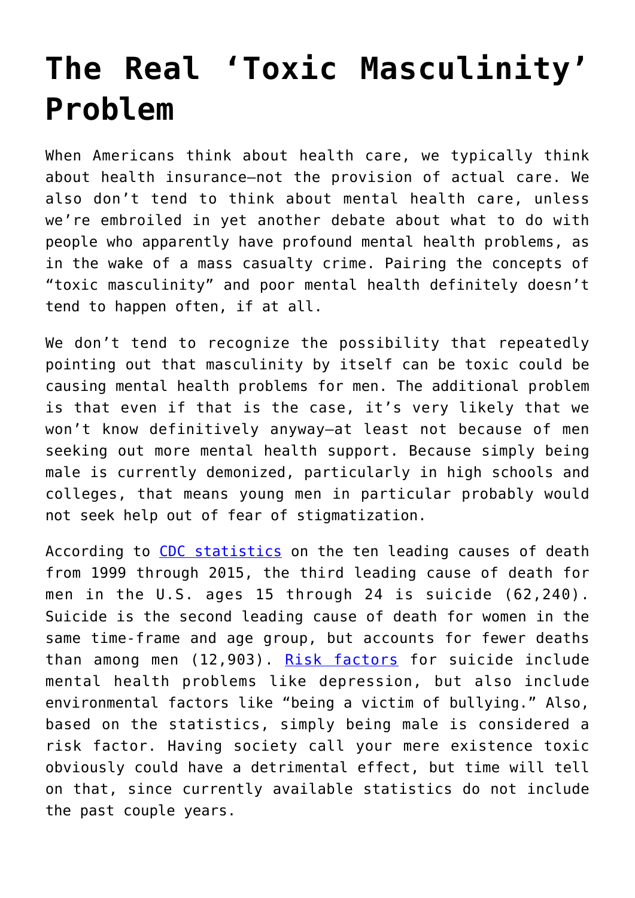# The Real 'Toxic Masculinity' Problem

When Americans think about health care, we typically think about health insurance—not the provision of actual care. We also don't tend to think about mental health care, unless we're embroiled in yet another debate about what to do with people who apparently have profound mental health problems, as in the wake of a mass casualty crime. Pairing the concepts of "toxic masculinity" and poor mental health definitely doesn't tend to happen often, if at all.

We don't tend to recognize the possibility that repeatedly pointing out that masculinity by itself can be toxic could be causing mental health problems for men. The additional problem is that even if that is the case, it's very likely that we won't know definitively anyway—at least not because of men seeking out more mental health support. Because simply being male is currently demonized, particularly in high schools and colleges, that means young men in particular probably would not seek help out of fear of stigmatization.

According to [CDC statistics](#) on the ten leading causes of death from 1999 through 2015, the third leading cause of death for men in the U.S. ages 15 through 24 is suicide (62,240). Suicide is the second leading cause of death for women in the same time-frame and age group, but accounts for fewer deaths than among men (12,903). [Risk factors](#) for suicide include mental health problems like depression, but also include environmental factors like "being a victim of bullying." Also, based on the statistics, simply being male is considered a risk factor. Having society call your mere existence toxic obviously could have a detrimental effect, but time will tell on that, since currently available statistics do not include the past couple years.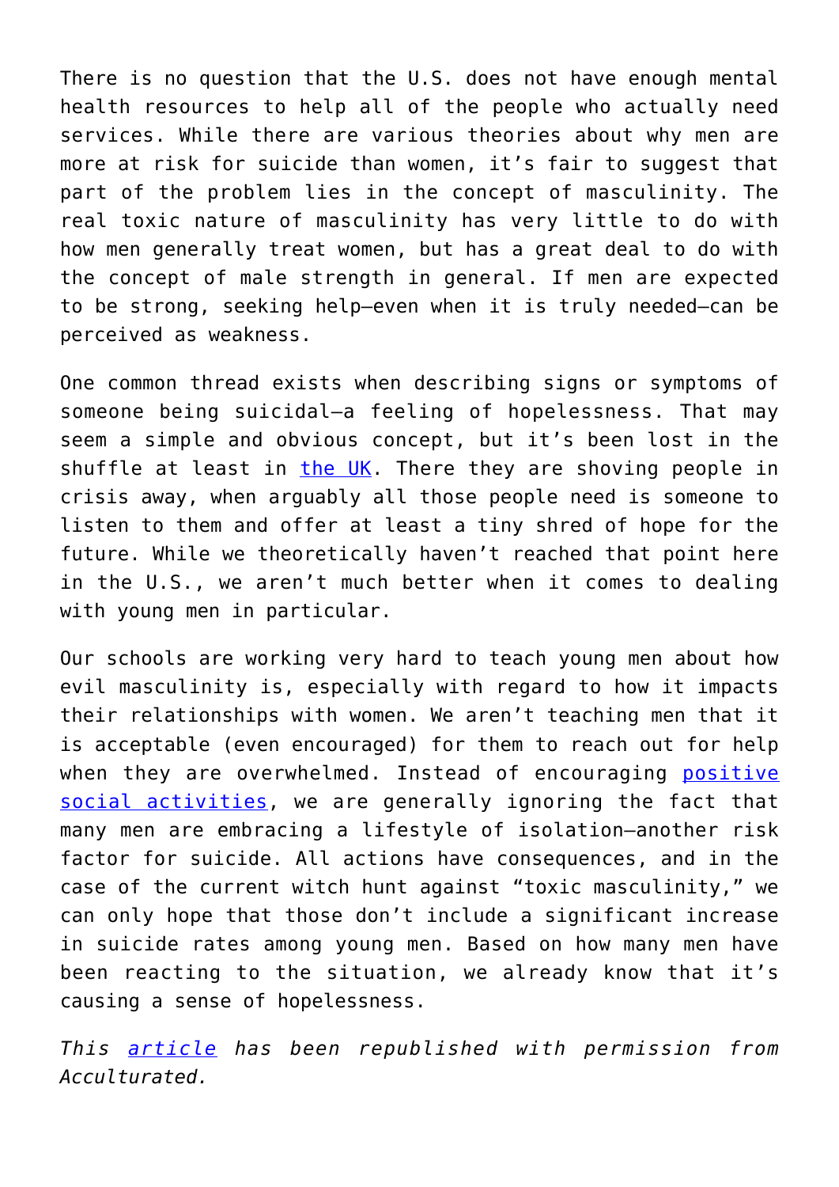There is no question that the U.S. does not have enough mental health resources to help all of the people who actually need services. While there are various theories about why men are more at risk for suicide than women, it's fair to suggest that part of the problem lies in the concept of masculinity. The real toxic nature of masculinity has very little to do with how men generally treat women, but has a great deal to do with the concept of male strength in general. If men are expected to be strong, seeking help—even when it is truly needed—can be perceived as weakness.

One common thread exists when describing signs or symptoms of someone being suicidal—a feeling of hopelessness. That may seem a simple and obvious concept, but it's been lost in the shuffle at least in [the UK](). There they are shoving people in crisis away, when arguably all those people need is someone to listen to them and offer at least a tiny shred of hope for the future. While we theoretically haven't reached that point here in the U.S., we aren't much better when it comes to dealing with young men in particular.

Our schools are working very hard to teach young men about how evil masculinity is, especially with regard to how it impacts their relationships with women. We aren't teaching men that it is acceptable (even encouraged) for them to reach out for help when they are overwhelmed. Instead of encouraging [positive social activities](), we are generally ignoring the fact that many men are embracing a lifestyle of isolation—another risk factor for suicide. All actions have consequences, and in the case of the current witch hunt against "toxic masculinity," we can only hope that those don't include a significant increase in suicide rates among young men. Based on how many men have been reacting to the situation, we already know that it's causing a sense of hopelessness.

*This [article]() has been republished with permission from Acculturated.*